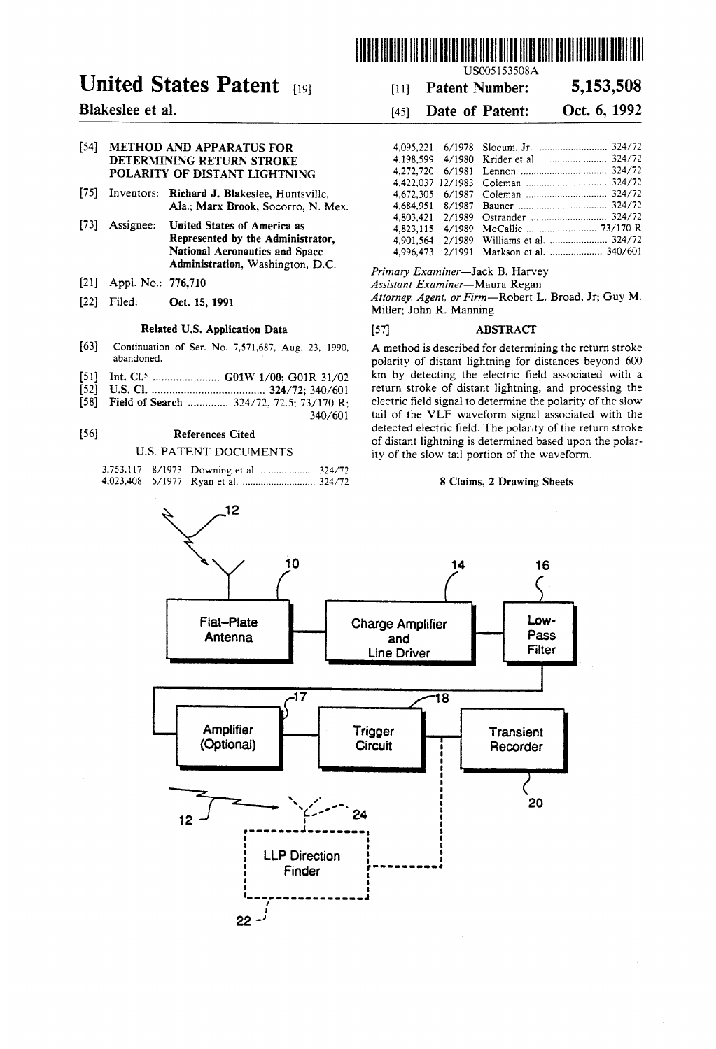# United States Patent [19]

**Blakeslee et al.**

US005153508A

[11] **Patent Number: 5,153,508**

[45] **Date of Patent: Oct. 6, 1992**

[54] **METHOD AND APPARATUS FOR DETERMINING RETURN STROKE POLARITY OF DISTANT LIGHTNING**

[75] Inventors: **Richard J. Blakeslee**, Huntsville, Ala.; **Marx Brook**, Socorro, N. Mex.

[73] Assignee: **United States of America as Represented by the Administrator, National Aeronautics and Space Administration**, Washington, D.C.

[21] Appl. No.: **776,710**

[22] Filed: **Oct. 15, 1991**

### Related U.S. Application Data

[63] Continuation of Ser. No. 7,571,687, Aug. 23, 1990, abandoned.

[51] Int. Cl.[5] .......................... **G01W 1/00**; G01R 31/02

[52] U.S. Cl. .......................... **324/72**; 340/601

[58] Field of Search .............. 324/72, 72.5; 73/170 R; 340/601

### [56] References Cited

U.S. PATENT DOCUMENTS

| | | | |
|---|---|---|---|
| 3,753,117 | 8/1973 | Downing et al. | 324/72 |
| 4,023,408 | 5/1977 | Ryan et al. | 324/72 |
| 4,095,221 | 6/1978 | Slocum, Jr. | 324/72 |
| 4,198,599 | 4/1980 | Krider et al. | 324/72 |
| 4,272,720 | 6/1981 | Lennon | 324/72 |
| 4,422,037 | 12/1983 | Coleman | 324/72 |
| 4,672,305 | 6/1987 | Coleman | 324/72 |
| 4,684,951 | 8/1987 | Bauner | 324/72 |
| 4,803,421 | 2/1989 | Ostrander | 324/72 |
| 4,823,115 | 4/1989 | McCallie | 73/170 R |
| 4,901,564 | 2/1989 | Williams et al. | 324/72 |
| 4,996,473 | 2/1991 | Markson et al. | 340/601 |

*Primary Examiner*—Jack B. Harvey

*Assistant Examiner*—Maura Regan

*Attorney, Agent, or Firm*—Robert L. Broad, Jr; Guy M. Miller; John R. Manning

### [57] ABSTRACT

A method is described for determining the return stroke polarity of distant lightning for distances beyond 600 km by detecting the electric field associated with a return stroke of distant lightning, and processing the electric field signal to determine the polarity of the slow tail of the VLF waveform signal associated with the detected electric field. The polarity of the return stroke of distant lightning is determined based upon the polarity of the slow tail portion of the waveform.

**8 Claims, 2 Drawing Sheets**

12 — 10 Flat-Plate Antenna — 14 Charge Amplifier and Line Driver — 16 Low-Pass Filter — 17 Amplifier (Optional) — 18 Trigger Circuit — 20 Transient Recorder — 12, 24 — 22 LLP Direction Finder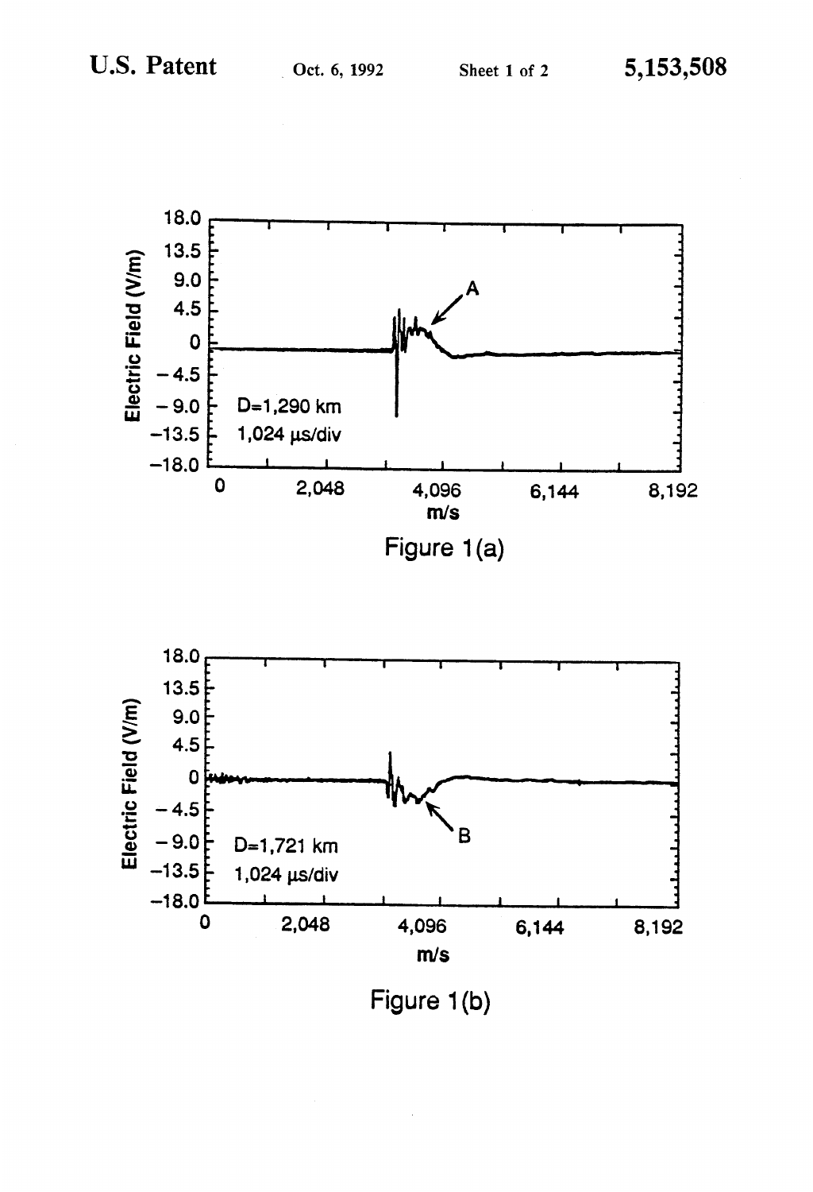18.0
13.5
9.0
4.5
0
−4.5
−9.0
−13.5
−18.0

Electric Field (V/m)

A

D=1,290 km
1,024 μs/div

0 2,048 4,096 6,144 8,192
m/s

Figure 1(a)

18.0
13.5
9.0
4.5
0
−4.5
−9.0
−13.5
−18.0

Electric Field (V/m)

B

D=1,721 km
1,024 μs/div

0 2,048 4,096 6,144 8,192
m/s

Figure 1(b)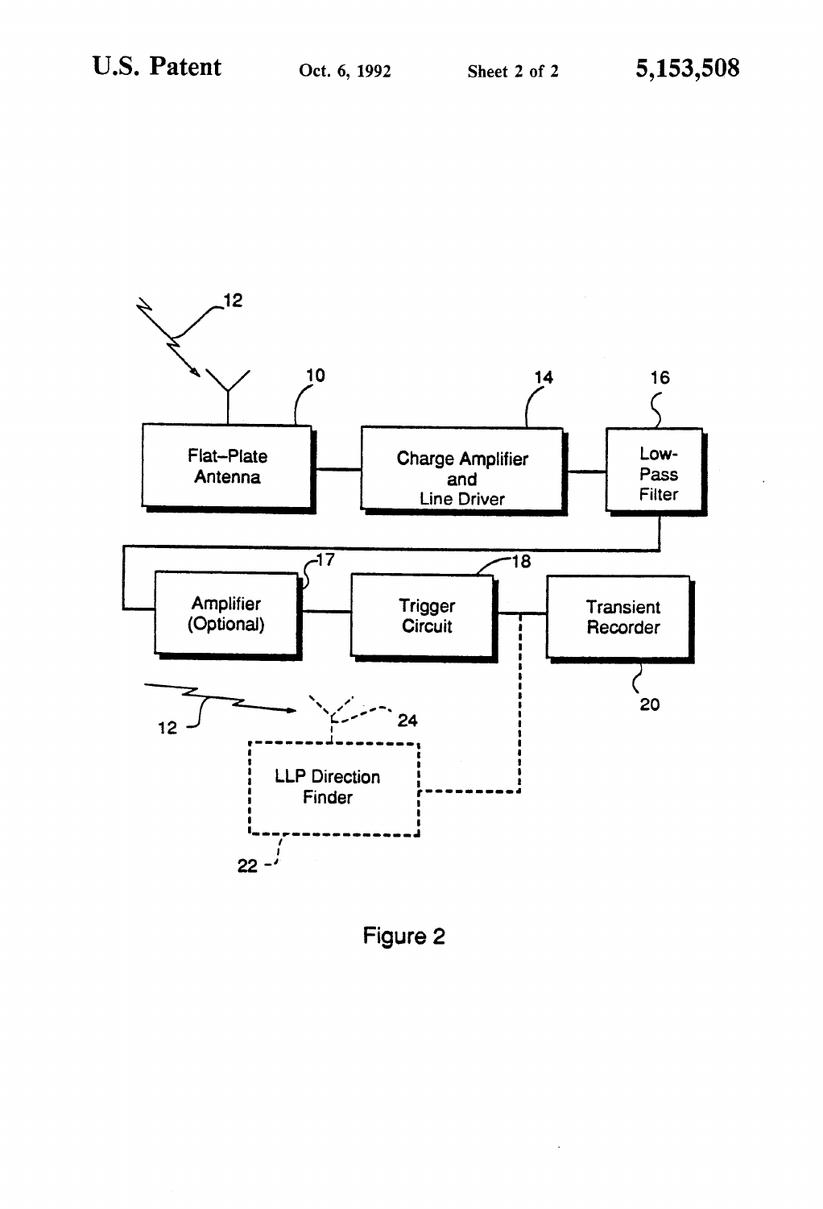12

10

14

16

Flat–Plate Antenna

Charge Amplifier and Line Driver

Low-Pass Filter

17

18

Amplifier (Optional)

Trigger Circuit

Transient Recorder

12

24

20

LLP Direction Finder

22

Figure 2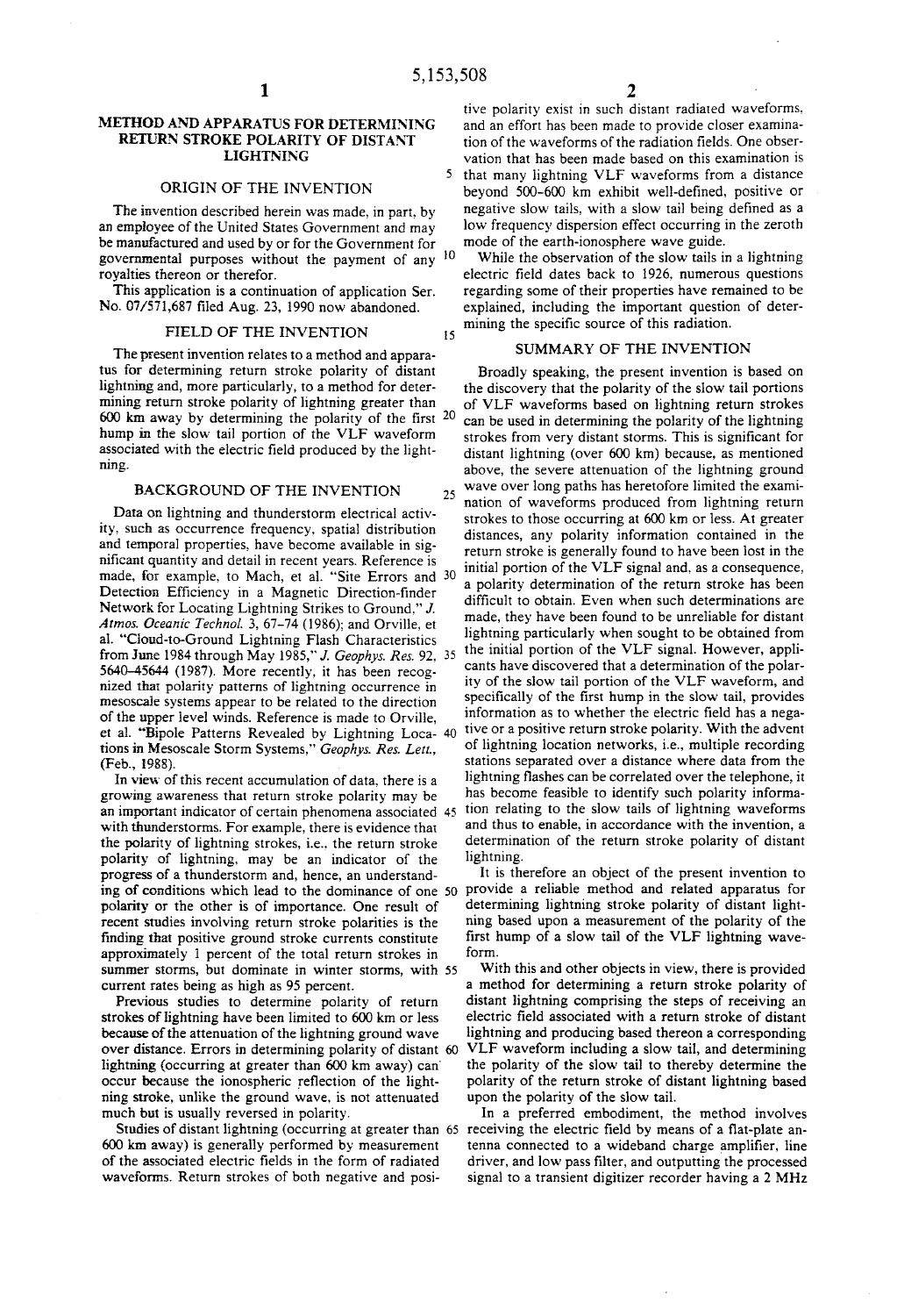# METHOD AND APPARATUS FOR DETERMINING RETURN STROKE POLARITY OF DISTANT LIGHTNING

## ORIGIN OF THE INVENTION

The invention described herein was made, in part, by an employee of the United States Government and may be manufactured and used by or for the Government for governmental purposes without the payment of any royalties thereon or therefor.

This application is a continuation of application Ser. No. 07/571,687 filed Aug. 23, 1990 now abandoned.

## FIELD OF THE INVENTION

The present invention relates to a method and apparatus for determining return stroke polarity of distant lightning and, more particularly, to a method for determining return stroke polarity of lightning greater than 600 km away by determining the polarity of the first hump in the slow tail portion of the VLF waveform associated with the electric field produced by the lightning.

## BACKGROUND OF THE INVENTION

Data on lightning and thunderstorm electrical activity, such as occurrence frequency, spatial distribution and temporal properties, have become available in significant quantity and detail in recent years. Reference is made, for example, to Mach, et al. "Site Errors and Detection Efficiency in a Magnetic Direction-finder Network for Locating Lightning Strikes to Ground," *J. Atmos. Oceanic Technol.* 3, 67–74 (1986); and Orville, et al. "Cloud-to-Ground Lightning Flash Characteristics from June 1984 through May 1985," *J. Geophys. Res.* 92, 5640–45644 (1987). More recently, it has been recognized that polarity patterns of lightning occurrence in mesoscale systems appear to be related to the direction of the upper level winds. Reference is made to Orville, et al. "Bipole Patterns Revealed by Lightning Locations in Mesoscale Storm Systems," *Geophys. Res. Lett.*, (Feb., 1988).

In view of this recent accumulation of data, there is a growing awareness that return stroke polarity may be an important indicator of certain phenomena associated with thunderstorms. For example, there is evidence that the polarity of lightning strokes, i.e., the return stroke polarity of lightning, may be an indicator of the progress of a thunderstorm and, hence, an understanding of conditions which lead to the dominance of one polarity or the other is of importance. One result of recent studies involving return stroke polarities is the finding that positive ground stroke currents constitute approximately 1 percent of the total return strokes in summer storms, but dominate in winter storms, with current rates being as high as 95 percent.

Previous studies to determine polarity of return strokes of lightning have been limited to 600 km or less because of the attenuation of the lightning ground wave over distance. Errors in determining polarity of distant lightning (occurring at greater than 600 km away) can occur because the ionospheric reflection of the lightning stroke, unlike the ground wave, is not attenuated much but is usually reversed in polarity.

Studies of distant lightning (occurring at greater than 600 km away) is generally performed by measurement of the associated electric fields in the form of radiated waveforms. Return strokes of both negative and positive polarity exist in such distant radiated waveforms, and an effort has been made to provide closer examination of the waveforms of the radiation fields. One observation that has been made based on this examination is that many lightning VLF waveforms from a distance beyond 500–600 km exhibit well-defined, positive or negative slow tails, with a slow tail being defined as a low frequency dispersion effect occurring in the zeroth mode of the earth-ionosphere wave guide.

While the observation of the slow tails in a lightning electric field dates back to 1926, numerous questions regarding some of their properties have remained to be explained, including the important question of determining the specific source of this radiation.

## SUMMARY OF THE INVENTION

Broadly speaking, the present invention is based on the discovery that the polarity of the slow tail portions of VLF waveforms based on lightning return strokes can be used in determining the polarity of the lightning strokes from very distant storms. This is significant for distant lightning (over 600 km) because, as mentioned above, the severe attenuation of the lightning ground wave over long paths has heretofore limited the examination of waveforms produced from lightning return strokes to those occurring at 600 km or less. At greater distances, any polarity information contained in the return stroke is generally found to have been lost in the initial portion of the VLF signal and, as a consequence, a polarity determination of the return stroke has been difficult to obtain. Even when such determinations are made, they have been found to be unreliable for distant lightning particularly when sought to be obtained from the initial portion of the VLF signal. However, applicants have discovered that a determination of the polarity of the slow tail portion of the VLF waveform, and specifically of the first hump in the slow tail, provides information as to whether the electric field has a negative or a positive return stroke polarity. With the advent of lightning location networks, i.e., multiple recording stations separated over a distance where data from the lightning flashes can be correlated over the telephone, it has become feasible to identify such polarity information relating to the slow tails of lightning waveforms and thus to enable, in accordance with the invention, a determination of the return stroke polarity of distant lightning.

It is therefore an object of the present invention to provide a reliable method and related apparatus for determining lightning stroke polarity of distant lightning based upon a measurement of the polarity of the first hump of a slow tail of the VLF lightning waveform.

With this and other objects in view, there is provided a method for determining a return stroke polarity of distant lightning comprising the steps of receiving an electric field associated with a return stroke of distant lightning and producing based thereon a corresponding VLF waveform including a slow tail, and determining the polarity of the slow tail to thereby determine the polarity of the return stroke of distant lightning based upon the polarity of the slow tail.

In a preferred embodiment, the method involves receiving the electric field by means of a flat-plate antenna connected to a wideband charge amplifier, line driver, and low pass filter, and outputting the processed signal to a transient digitizer recorder having a 2 MHz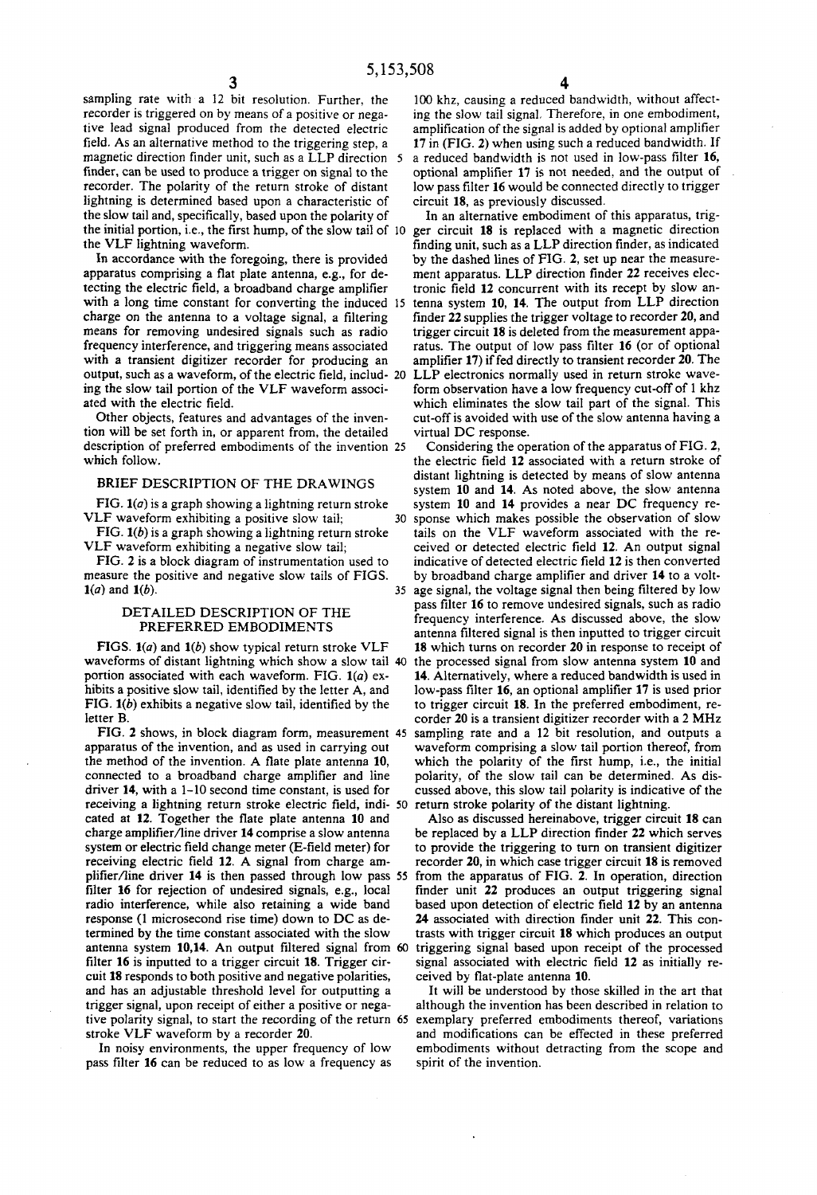sampling rate with a 12 bit resolution. Further, the recorder is triggered on by means of a positive or negative lead signal produced from the detected electric field. As an alternative method to the triggering step, a magnetic direction finder unit, such as a LLP direction finder, can be used to produce a trigger on signal to the recorder. The polarity of the return stroke of distant lightning is determined based upon a characteristic of the slow tail and, specifically, based upon the polarity of the initial portion, i.e., the first hump, of the slow tail of the VLF lightning waveform.

In accordance with the foregoing, there is provided apparatus comprising a flat plate antenna, e.g., for detecting the electric field, a broadband charge amplifier with a long time constant for converting the induced charge on the antenna to a voltage signal, a filtering means for removing undesired signals such as radio frequency interference, and triggering means associated with a transient digitizer recorder for producing an output, such as a waveform, of the electric field, including the slow tail portion of the VLF waveform associated with the electric field.

Other objects, features and advantages of the invention will be set forth in, or apparent from, the detailed description of preferred embodiments of the invention which follow.

## BRIEF DESCRIPTION OF THE DRAWINGS

FIG. 1(*a*) is a graph showing a lightning return stroke VLF waveform exhibiting a positive slow tail;

FIG. 1(*b*) is a graph showing a lightning return stroke VLF waveform exhibiting a negative slow tail;

FIG. 2 is a block diagram of instrumentation used to measure the positive and negative slow tails of FIGS. 1(*a*) and 1(*b*).

## DETAILED DESCRIPTION OF THE PREFERRED EMBODIMENTS

FIGS. 1(*a*) and 1(*b*) show typical return stroke VLF waveforms of distant lightning which show a slow tail portion associated with each waveform. FIG. 1(*a*) exhibits a positive slow tail, identified by the letter A, and FIG. 1(*b*) exhibits a negative slow tail, identified by the letter B.

FIG. 2 shows, in block diagram form, measurement apparatus of the invention, and as used in carrying out the method of the invention. A flate plate antenna **10**, connected to a broadband charge amplifier and line driver **14**, with a 1-10 second time constant, is used for receiving a lightning return stroke electric field, indicated at **12**. Together the flate plate antenna **10** and charge amplifier/line driver **14** comprise a slow antenna system or electric field change meter (E-field meter) for receiving electric field **12**. A signal from charge amplifier/line driver **14** is then passed through low pass filter **16** for rejection of undesired signals, e.g., local radio interference, while also retaining a wide band response (1 microsecond rise time) down to DC as determined by the time constant associated with the slow antenna system **10,14**. An output filtered signal from filter **16** is inputted to a trigger circuit **18**. Trigger circuit **18** responds to both positive and negative polarities, and has an adjustable threshold level for outputting a trigger signal, upon receipt of either a positive or negative polarity signal, to start the recording of the return stroke VLF waveform by a recorder **20**.

In noisy environments, the upper frequency of low pass filter **16** can be reduced to as low a frequency as 100 khz, causing a reduced bandwidth, without affecting the slow tail signal. Therefore, in one embodiment, amplification of the signal is added by optional amplifier **17** in (FIG. 2) when using such a reduced bandwidth. If a reduced bandwidth is not used in low-pass filter **16**, optional amplifier **17** is not needed, and the output of low pass filter **16** would be connected directly to trigger circuit **18**, as previously discussed.

In an alternative embodiment of this apparatus, trigger circuit **18** is replaced with a magnetic direction finding unit, such as a LLP direction finder, as indicated by the dashed lines of FIG. 2, set up near the measurement apparatus. LLP direction finder **22** receives electronic field **12** concurrent with its recept by slow antenna system **10, 14**. The output from LLP direction finder **22** supplies the trigger voltage to recorder **20**, and trigger circuit **18** is deleted from the measurement apparatus. The output of low pass filter **16** (or of optional amplifier **17**) if fed directly to transient recorder **20**. The LLP electronics normally used in return stroke waveform observation have a low frequency cut-off of 1 khz which eliminates the slow tail part of the signal. This cut-off is avoided with use of the slow antenna having a virtual DC response.

Considering the operation of the apparatus of FIG. 2, the electric field **12** associated with a return stroke of distant lightning is detected by means of slow antenna system **10** and **14**. As noted above, the slow antenna system **10** and **14** provides a near DC frequency response which makes possible the observation of slow tails on the VLF waveform associated with the received or detected electric field **12**. An output signal indicative of detected electric field **12** is then converted by broadband charge amplifier and driver **14** to a voltage signal, the voltage signal then being filtered by low pass filter **16** to remove undesired signals, such as radio frequency interference. As discussed above, the slow antenna filtered signal is then inputted to trigger circuit **18** which turns on recorder **20** in response to receipt of the processed signal from slow antenna system **10** and **14**. Alternatively, where a reduced bandwidth is used in low-pass filter **16**, an optional amplifier **17** is used prior to trigger circuit **18**. In the preferred embodiment, recorder **20** is a transient digitizer recorder with a 2 MHz sampling rate and a 12 bit resolution, and outputs a waveform comprising a slow tail portion thereof, from which the polarity of the first hump, i.e., the initial polarity, of the slow tail can be determined. As discussed above, this slow tail polarity is indicative of the return stroke polarity of the distant lightning.

Also as discussed hereinabove, trigger circuit **18** can be replaced by a LLP direction finder **22** which serves to provide the triggering to turn on transient digitizer recorder **20**, in which case trigger circuit **18** is removed from the apparatus of FIG. 2. In operation, direction finder unit **22** produces an output triggering signal based upon detection of electric field **12** by an antenna **24** associated with direction finder unit **22**. This contrasts with trigger circuit **18** which produces an output triggering signal based upon receipt of the processed signal associated with electric field **12** as initially received by flat-plate antenna **10**.

It will be understood by those skilled in the art that although the invention has been described in relation to exemplary preferred embodiments thereof, variations and modifications can be effected in these preferred embodiments without detracting from the scope and spirit of the invention.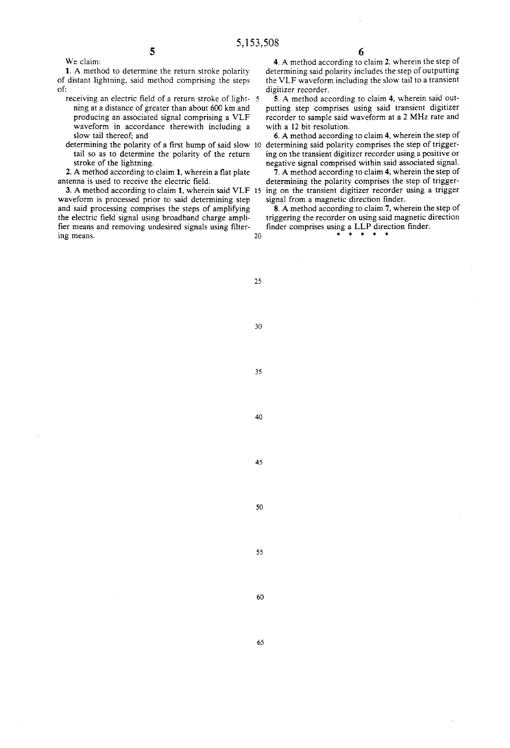We claim:

1. A method to determine the return stroke polarity of distant lightning, said method comprising the steps of:

receiving an electric field of a return stroke of lightning at a distance of greater than about 600 km and producing an associated signal comprising a VLF waveform in accordance therewith including a slow tail thereof; and

determining the polarity of a first hump of said slow tail so as to determine the polarity of the return stroke of the lightning.

2. A method according to claim 1, wherein a flat plate antenna is used to receive the electric field.

3. A method according to claim 1, wherein said VLF waveform is processed prior to said determining step and said processing comprises the steps of amplifying the electric field signal using broadband charge amplifier means and removing undesired signals using filtering means.

4. A method according to claim 2, wherein the step of determining said polarity includes the step of outputting the VLF waveform including the slow tail to a transient digitizer recorder.

5. A method according to claim 4, wherein said outputting step comprises using said transient digitizer recorder to sample said waveform at a 2 MHz rate and with a 12 bit resolution.

6. A method according to claim 4, wherein the step of determining said polarity comprises the step of triggering on the transient digitizer recorder using a positive or negative signal comprised within said associated signal.

7. A method according to claim 4, wherein the step of determining the polarity comprises the step of triggering on the transient digitizer recorder using a trigger signal from a magnetic direction finder.

8. A method according to claim 7, wherein the step of triggering the recorder on using said magnetic direction finder comprises using a LLP direction finder.

* * * * *